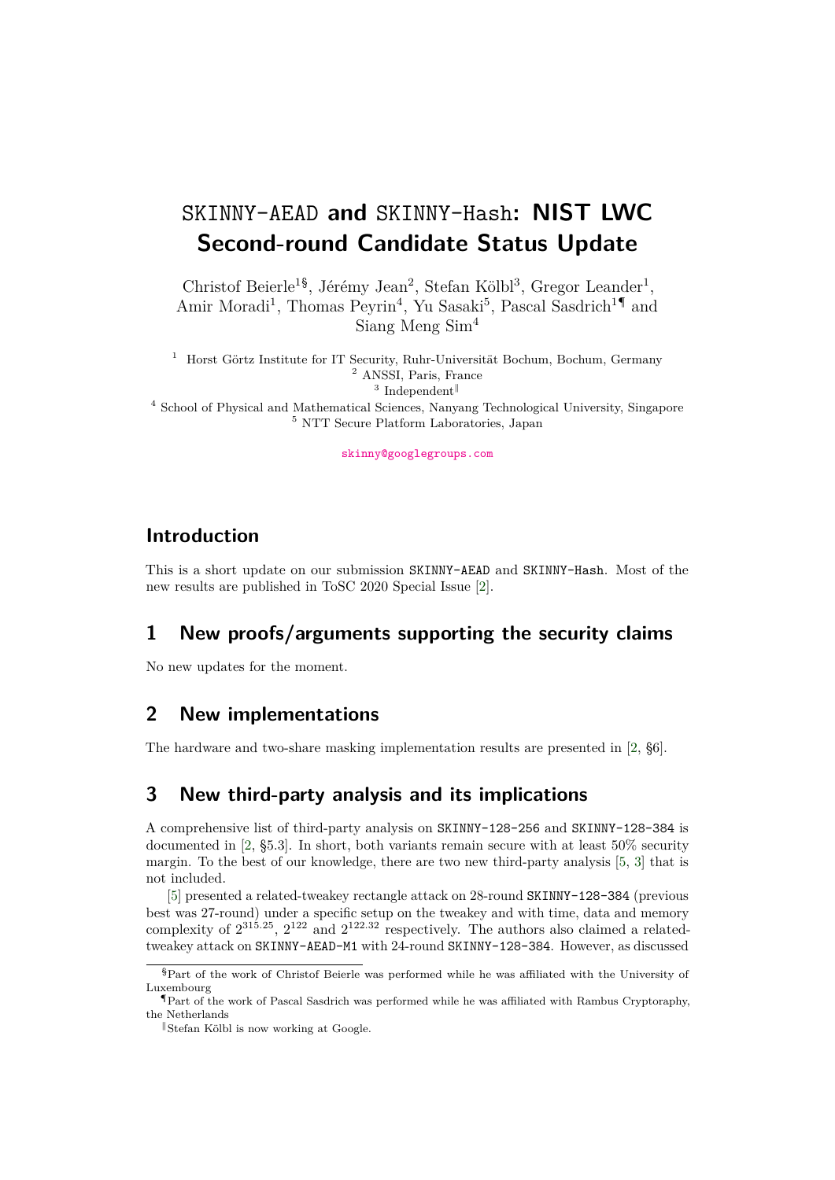# SKINNY-AEAD and SKINNY-Hash: NIST LWC Second-round Candidate Status Update

Christof Beierle[1§], Jérémy Jean[2], Stefan Kölbl[3], Gregor Leander[1], Amir Moradi[1], Thomas Peyrin[4], Yu Sasaki[5], Pascal Sasdrich[1¶] and Siang Meng Sim[4]

[1] Horst Görtz Institute for IT Security, Ruhr-Universität Bochum, Bochum, Germany
[2] ANSSI, Paris, France
[3] Independent[‖]
[4] School of Physical and Mathematical Sciences, Nanyang Technological University, Singapore
[5] NTT Secure Platform Laboratories, Japan

skinny@googlegroups.com

## Introduction

This is a short update on our submission SKINNY-AEAD and SKINNY-Hash. Most of the new results are published in ToSC 2020 Special Issue [2].

## 1 New proofs/arguments supporting the security claims

No new updates for the moment.

## 2 New implementations

The hardware and two-share masking implementation results are presented in [2, §6].

## 3 New third-party analysis and its implications

A comprehensive list of third-party analysis on SKINNY-128-256 and SKINNY-128-384 is documented in [2, §5.3]. In short, both variants remain secure with at least 50% security margin. To the best of our knowledge, there are two new third-party analysis [5, 3] that is not included.

[5] presented a related-tweakey rectangle attack on 28-round SKINNY-128-384 (previous best was 27-round) under a specific setup on the tweakey and with time, data and memory complexity of $2^{315.25}$, $2^{122}$ and $2^{122.32}$ respectively. The authors also claimed a related-tweakey attack on SKINNY-AEAD-M1 with 24-round SKINNY-128-384. However, as discussed

---

[§] Part of the work of Christof Beierle was performed while he was affiliated with the University of Luxembourg

[¶] Part of the work of Pascal Sasdrich was performed while he was affiliated with Rambus Cryptoraphy, the Netherlands

[‖] Stefan Kölbl is now working at Google.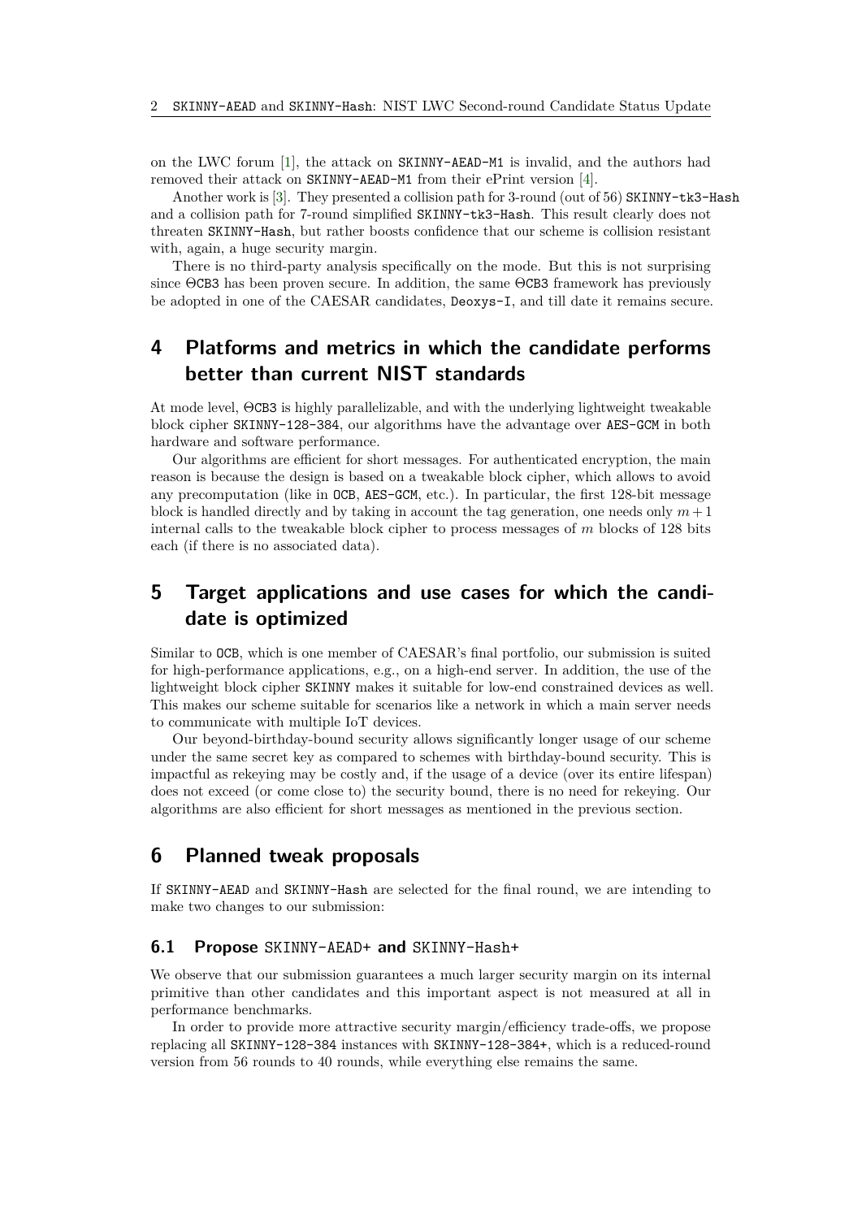on the LWC forum [1], the attack on SKINNY-AEAD-M1 is invalid, and the authors had removed their attack on SKINNY-AEAD-M1 from their ePrint version [4].

Another work is [3]. They presented a collision path for 3-round (out of 56) SKINNY-tk3-Hash and a collision path for 7-round simplified SKINNY-tk3-Hash. This result clearly does not threaten SKINNY-Hash, but rather boosts confidence that our scheme is collision resistant with, again, a huge security margin.

There is no third-party analysis specifically on the mode. But this is not surprising since ΘCB3 has been proven secure. In addition, the same ΘCB3 framework has previously be adopted in one of the CAESAR candidates, Deoxys-I, and till date it remains secure.

## 4 Platforms and metrics in which the candidate performs better than current NIST standards

At mode level, ΘCB3 is highly parallelizable, and with the underlying lightweight tweakable block cipher SKINNY-128-384, our algorithms have the advantage over AES-GCM in both hardware and software performance.

Our algorithms are efficient for short messages. For authenticated encryption, the main reason is because the design is based on a tweakable block cipher, which allows to avoid any precomputation (like in OCB, AES-GCM, etc.). In particular, the first 128-bit message block is handled directly and by taking in account the tag generation, one needs only $m+1$ internal calls to the tweakable block cipher to process messages of $m$ blocks of 128 bits each (if there is no associated data).

## 5 Target applications and use cases for which the candidate is optimized

Similar to OCB, which is one member of CAESAR's final portfolio, our submission is suited for high-performance applications, e.g., on a high-end server. In addition, the use of the lightweight block cipher SKINNY makes it suitable for low-end constrained devices as well. This makes our scheme suitable for scenarios like a network in which a main server needs to communicate with multiple IoT devices.

Our beyond-birthday-bound security allows significantly longer usage of our scheme under the same secret key as compared to schemes with birthday-bound security. This is impactful as rekeying may be costly and, if the usage of a device (over its entire lifespan) does not exceed (or come close to) the security bound, there is no need for rekeying. Our algorithms are also efficient for short messages as mentioned in the previous section.

## 6 Planned tweak proposals

If SKINNY-AEAD and SKINNY-Hash are selected for the final round, we are intending to make two changes to our submission:

### 6.1 Propose SKINNY-AEAD+ and SKINNY-Hash+

We observe that our submission guarantees a much larger security margin on its internal primitive than other candidates and this important aspect is not measured at all in performance benchmarks.

In order to provide more attractive security margin/efficiency trade-offs, we propose replacing all SKINNY-128-384 instances with SKINNY-128-384+, which is a reduced-round version from 56 rounds to 40 rounds, while everything else remains the same.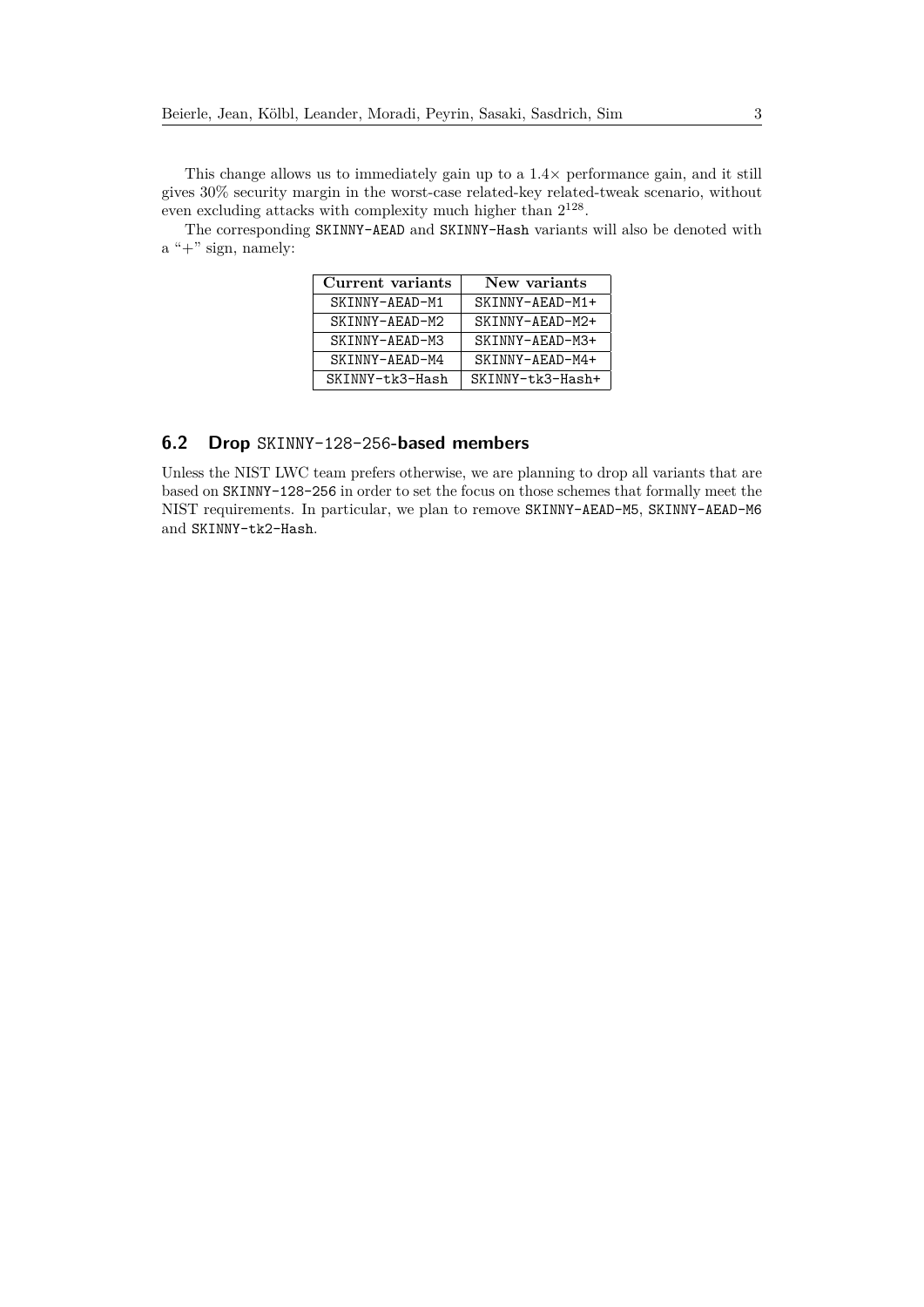This change allows us to immediately gain up to a 1.4× performance gain, and it still gives 30% security margin in the worst-case related-key related-tweak scenario, without even excluding attacks with complexity much higher than $2^{128}$.

The corresponding SKINNY-AEAD and SKINNY-Hash variants will also be denoted with a "+" sign, namely:

| Current variants | New variants |
|---|---|
| SKINNY-AEAD-M1 | SKINNY-AEAD-M1+ |
| SKINNY-AEAD-M2 | SKINNY-AEAD-M2+ |
| SKINNY-AEAD-M3 | SKINNY-AEAD-M3+ |
| SKINNY-AEAD-M4 | SKINNY-AEAD-M4+ |
| SKINNY-tk3-Hash | SKINNY-tk3-Hash+ |

### 6.2 Drop SKINNY-128-256-based members

Unless the NIST LWC team prefers otherwise, we are planning to drop all variants that are based on SKINNY-128-256 in order to set the focus on those schemes that formally meet the NIST requirements. In particular, we plan to remove SKINNY-AEAD-M5, SKINNY-AEAD-M6 and SKINNY-tk2-Hash.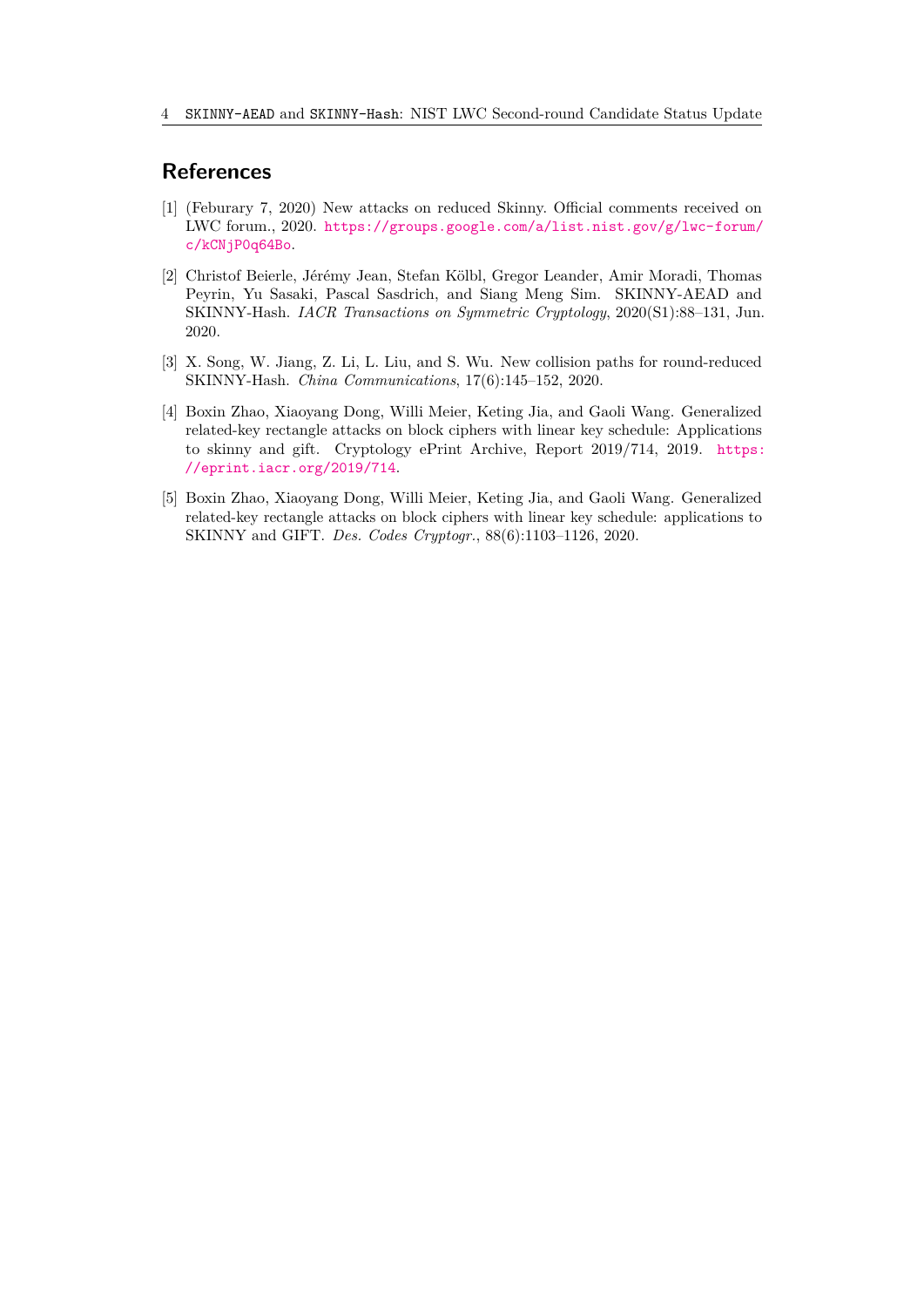## References

[1] (Feburary 7, 2020) New attacks on reduced Skinny. Official comments received on LWC forum., 2020. https://groups.google.com/a/list.nist.gov/g/lwc-forum/c/kCNjP0q64Bo.

[2] Christof Beierle, Jérémy Jean, Stefan Kölbl, Gregor Leander, Amir Moradi, Thomas Peyrin, Yu Sasaki, Pascal Sasdrich, and Siang Meng Sim. SKINNY-AEAD and SKINNY-Hash. *IACR Transactions on Symmetric Cryptology*, 2020(S1):88–131, Jun. 2020.

[3] X. Song, W. Jiang, Z. Li, L. Liu, and S. Wu. New collision paths for round-reduced SKINNY-Hash. *China Communications*, 17(6):145–152, 2020.

[4] Boxin Zhao, Xiaoyang Dong, Willi Meier, Keting Jia, and Gaoli Wang. Generalized related-key rectangle attacks on block ciphers with linear key schedule: Applications to skinny and gift. Cryptology ePrint Archive, Report 2019/714, 2019. https://eprint.iacr.org/2019/714.

[5] Boxin Zhao, Xiaoyang Dong, Willi Meier, Keting Jia, and Gaoli Wang. Generalized related-key rectangle attacks on block ciphers with linear key schedule: applications to SKINNY and GIFT. *Des. Codes Cryptogr.*, 88(6):1103–1126, 2020.